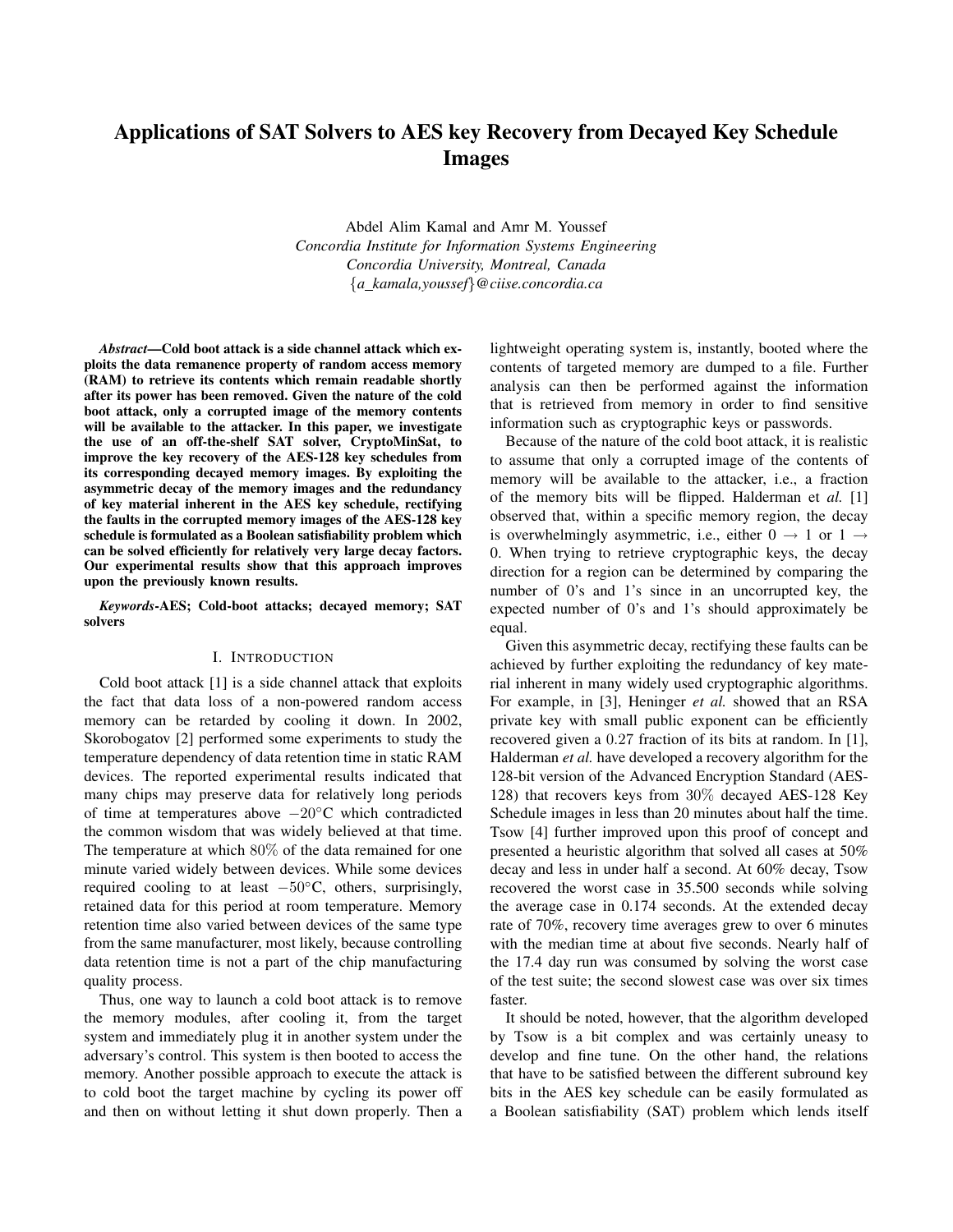# Applications of SAT Solvers to AES key Recovery from Decayed Key Schedule Images

Abdel Alim Kamal and Amr M. Youssef
*Concordia Institute for Information Systems Engineering*
*Concordia University, Montreal, Canada*
*{a_kamala,youssef}@ciise.concordia.ca*

***Abstract*—Cold boot attack is a side channel attack which exploits the data remanence property of random access memory (RAM) to retrieve its contents which remain readable shortly after its power has been removed. Given the nature of the cold boot attack, only a corrupted image of the memory contents will be available to the attacker. In this paper, we investigate the use of an off-the-shelf SAT solver, CryptoMinSat, to improve the key recovery of the AES-128 key schedules from its corresponding decayed memory images. By exploiting the asymmetric decay of the memory images and the redundancy of key material inherent in the AES key schedule, rectifying the faults in the corrupted memory images of the AES-128 key schedule is formulated as a Boolean satisfiability problem which can be solved efficiently for relatively very large decay factors. Our experimental results show that this approach improves upon the previously known results.**

***Keywords*-AES; Cold-boot attacks; decayed memory; SAT solvers**

## I. Introduction

Cold boot attack [1] is a side channel attack that exploits the fact that data loss of a non-powered random access memory can be retarded by cooling it down. In 2002, Skorobogatov [2] performed some experiments to study the temperature dependency of data retention time in static RAM devices. The reported experimental results indicated that many chips may preserve data for relatively long periods of time at temperatures above $-20°$C which contradicted the common wisdom that was widely believed at that time. The temperature at which $80\%$ of the data remained for one minute varied widely between devices. While some devices required cooling to at least $-50°$C, others, surprisingly, retained data for this period at room temperature. Memory retention time also varied between devices of the same type from the same manufacturer, most likely, because controlling data retention time is not a part of the chip manufacturing quality process.

Thus, one way to launch a cold boot attack is to remove the memory modules, after cooling it, from the target system and immediately plug it in another system under the adversary's control. This system is then booted to access the memory. Another possible approach to execute the attack is to cold boot the target machine by cycling its power off and then on without letting it shut down properly. Then a lightweight operating system is, instantly, booted where the contents of targeted memory are dumped to a file. Further analysis can then be performed against the information that is retrieved from memory in order to find sensitive information such as cryptographic keys or passwords.

Because of the nature of the cold boot attack, it is realistic to assume that only a corrupted image of the contents of memory will be available to the attacker, i.e., a fraction of the memory bits will be flipped. Halderman et *al.* [1] observed that, within a specific memory region, the decay is overwhelmingly asymmetric, i.e., either $0 \to 1$ or $1 \to 0$. When trying to retrieve cryptographic keys, the decay direction for a region can be determined by comparing the number of 0's and 1's since in an uncorrupted key, the expected number of 0's and 1's should approximately be equal.

Given this asymmetric decay, rectifying these faults can be achieved by further exploiting the redundancy of key material inherent in many widely used cryptographic algorithms. For example, in [3], Heninger *et al.* showed that an RSA private key with small public exponent can be efficiently recovered given a $0.27$ fraction of its bits at random. In [1], Halderman *et al.* have developed a recovery algorithm for the 128-bit version of the Advanced Encryption Standard (AES-128) that recovers keys from $30\%$ decayed AES-128 Key Schedule images in less than 20 minutes about half the time. Tsow [4] further improved upon this proof of concept and presented a heuristic algorithm that solved all cases at 50% decay and less in under half a second. At 60% decay, Tsow recovered the worst case in 35.500 seconds while solving the average case in 0.174 seconds. At the extended decay rate of 70%, recovery time averages grew to over 6 minutes with the median time at about five seconds. Nearly half of the 17.4 day run was consumed by solving the worst case of the test suite; the second slowest case was over six times faster.

It should be noted, however, that the algorithm developed by Tsow is a bit complex and was certainly uneasy to develop and fine tune. On the other hand, the relations that have to be satisfied between the different subround key bits in the AES key schedule can be easily formulated as a Boolean satisfiability (SAT) problem which lends itself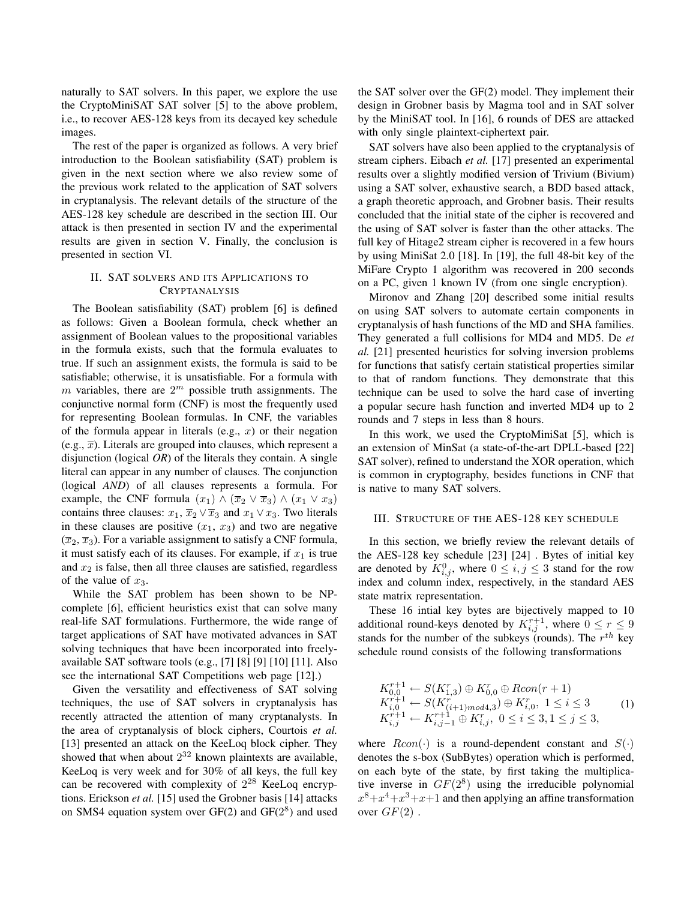naturally to SAT solvers. In this paper, we explore the use the CryptoMiniSAT SAT solver [5] to the above problem, i.e., to recover AES-128 keys from its decayed key schedule images.

The rest of the paper is organized as follows. A very brief introduction to the Boolean satisfiability (SAT) problem is given in the next section where we also review some of the previous work related to the application of SAT solvers in cryptanalysis. The relevant details of the structure of the AES-128 key schedule are described in the section III. Our attack is then presented in section IV and the experimental results are given in section V. Finally, the conclusion is presented in section VI.

## II. SAT SOLVERS AND ITS APPLICATIONS TO CRYPTANALYSIS

The Boolean satisfiability (SAT) problem [6] is defined as follows: Given a Boolean formula, check whether an assignment of Boolean values to the propositional variables in the formula exists, such that the formula evaluates to true. If such an assignment exists, the formula is said to be satisfiable; otherwise, it is unsatisfiable. For a formula with $m$ variables, there are $2^m$ possible truth assignments. The conjunctive normal form (CNF) is most the frequently used for representing Boolean formulas. In CNF, the variables of the formula appear in literals (e.g., $x$) or their negation (e.g., $\overline{x}$). Literals are grouped into clauses, which represent a disjunction (logical *OR*) of the literals they contain. A single literal can appear in any number of clauses. The conjunction (logical *AND*) of all clauses represents a formula. For example, the CNF formula $(x_1) \wedge (\overline{x}_2 \vee \overline{x}_3) \wedge (x_1 \vee x_3)$ contains three clauses: $x_1$, $\overline{x}_2 \vee \overline{x}_3$ and $x_1 \vee x_3$. Two literals in these clauses are positive ($x_1$, $x_3$) and two are negative ($\overline{x}_2$, $\overline{x}_3$). For a variable assignment to satisfy a CNF formula, it must satisfy each of its clauses. For example, if $x_1$ is true and $x_2$ is false, then all three clauses are satisfied, regardless of the value of $x_3$.

While the SAT problem has been shown to be NP-complete [6], efficient heuristics exist that can solve many real-life SAT formulations. Furthermore, the wide range of target applications of SAT have motivated advances in SAT solving techniques that have been incorporated into freely-available SAT software tools (e.g., [7] [8] [9] [10] [11]. Also see the international SAT Competitions web page [12].)

Given the versatility and effectiveness of SAT solving techniques, the use of SAT solvers in cryptanalysis has recently attracted the attention of many cryptanalysts. In the area of cryptanalysis of block ciphers, Courtois *et al.* [13] presented an attack on the KeeLoq block cipher. They showed that when about $2^{32}$ known plaintexts are available, KeeLoq is very week and for 30% of all keys, the full key can be recovered with complexity of $2^{28}$ KeeLoq encryptions. Erickson *et al.* [15] used the Grobner basis [14] attacks on SMS4 equation system over GF(2) and GF($2^8$) and used the SAT solver over the GF(2) model. They implement their design in Grobner basis by Magma tool and in SAT solver by the MiniSAT tool. In [16], 6 rounds of DES are attacked with only single plaintext-ciphertext pair.

SAT solvers have also been applied to the cryptanalysis of stream ciphers. Eibach *et al.* [17] presented an experimental results over a slightly modified version of Trivium (Bivium) using a SAT solver, exhaustive search, a BDD based attack, a graph theoretic approach, and Grobner basis. Their results concluded that the initial state of the cipher is recovered and the using of SAT solver is faster than the other attacks. The full key of Hitage2 stream cipher is recovered in a few hours by using MiniSat 2.0 [18]. In [19], the full 48-bit key of the MiFare Crypto 1 algorithm was recovered in 200 seconds on a PC, given 1 known IV (from one single encryption).

Mironov and Zhang [20] described some initial results on using SAT solvers to automate certain components in cryptanalysis of hash functions of the MD and SHA families. They generated a full collisions for MD4 and MD5. De *et al.* [21] presented heuristics for solving inversion problems for functions that satisfy certain statistical properties similar to that of random functions. They demonstrate that this technique can be used to solve the hard case of inverting a popular secure hash function and inverted MD4 up to 2 rounds and 7 steps in less than 8 hours.

In this work, we used the CryptoMiniSat [5], which is an extension of MinSat (a state-of-the-art DPLL-based [22] SAT solver), refined to understand the XOR operation, which is common in cryptography, besides functions in CNF that is native to many SAT solvers.

## III. STRUCTURE OF THE AES-128 KEY SCHEDULE

In this section, we briefly review the relevant details of the AES-128 key schedule [23] [24] . Bytes of initial key are denoted by $K^0_{i,j}$, where $0 \le i, j \le 3$ stand for the row index and column index, respectively, in the standard AES state matrix representation.

These 16 intial key bytes are bijectively mapped to 10 additional round-keys denoted by $K^{r+1}_{i,j}$, where $0 \le r \le 9$ stands for the number of the subkeys (rounds). The $r^{th}$ key schedule round consists of the following transformations

$$
\begin{array}{l}
K^{r+1}_{0,0} \leftarrow S(K^r_{1,3}) \oplus K^r_{0,0} \oplus Rcon(r+1) \\
K^{r+1}_{i,0} \leftarrow S(K^r_{(i+1) mod 4,3}) \oplus K^r_{i,0},\ 1 \le i \le 3 \\
K^{r+1}_{i,j} \leftarrow K^{r+1}_{i,j-1} \oplus K^r_{i,j},\ 0 \le i \le 3, 1 \le j \le 3,
\end{array}
\quad (1)
$$

where $Rcon(\cdot)$ is a round-dependent constant and $S(\cdot)$ denotes the s-box (SubBytes) operation which is performed, on each byte of the state, by first taking the multiplicative inverse in $GF(2^8)$ using the irreducible polynomial $x^8+x^4+x^3+x+1$ and then applying an affine transformation over $GF(2)$ .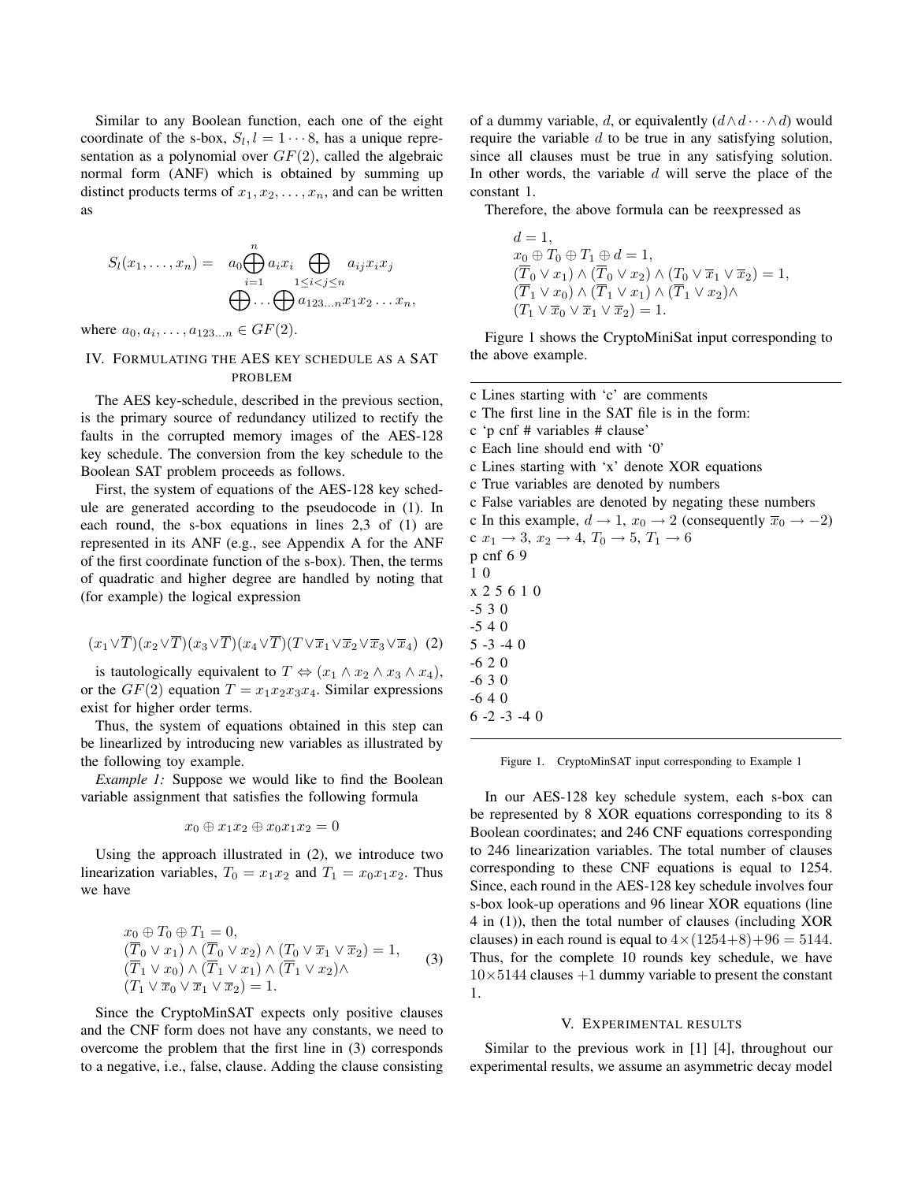Similar to any Boolean function, each one of the eight coordinate of the s-box, $S_l, l = 1 \cdots 8$, has a unique representation as a polynomial over $GF(2)$, called the algebraic normal form (ANF) which is obtained by summing up distinct products terms of $x_1, x_2, \ldots, x_n$, and can be written as

$$S_l(x_1, \ldots, x_n) = a_0 \bigoplus_{i=1}^{n} a_i x_i \bigoplus_{1 \leq i < j \leq n} a_{ij} x_i x_j \bigoplus \cdots \bigoplus a_{123\ldots n} x_1 x_2 \ldots x_n,$$

where $a_0, a_i, \ldots, a_{123\ldots n} \in GF(2)$.

## IV. Formulating the AES key schedule as a SAT problem

The AES key-schedule, described in the previous section, is the primary source of redundancy utilized to rectify the faults in the corrupted memory images of the AES-128 key schedule. The conversion from the key schedule to the Boolean SAT problem proceeds as follows.

First, the system of equations of the AES-128 key schedule are generated according to the pseudocode in (1). In each round, the s-box equations in lines 2,3 of (1) are represented in its ANF (e.g., see Appendix A for the ANF of the first coordinate function of the s-box). Then, the terms of quadratic and higher degree are handled by noting that (for example) the logical expression

$$(x_1 \vee \overline{T})(x_2 \vee \overline{T})(x_3 \vee \overline{T})(x_4 \vee \overline{T})(T \vee \overline{x}_1 \vee \overline{x}_2 \vee \overline{x}_3 \vee \overline{x}_4) \quad (2)$$

is tautologically equivalent to $T \Leftrightarrow (x_1 \wedge x_2 \wedge x_3 \wedge x_4)$, or the $GF(2)$ equation $T = x_1 x_2 x_3 x_4$. Similar expressions exist for higher order terms.

Thus, the system of equations obtained in this step can be linearlized by introducing new variables as illustrated by the following toy example.

*Example 1:* Suppose we would like to find the Boolean variable assignment that satisfies the following formula

$$x_0 \oplus x_1 x_2 \oplus x_0 x_1 x_2 = 0$$

Using the approach illustrated in (2), we introduce two linearization variables, $T_0 = x_1 x_2$ and $T_1 = x_0 x_1 x_2$. Thus we have

$$\begin{array}{l} x_0 \oplus T_0 \oplus T_1 = 0, \\ (\overline{T}_0 \vee x_1) \wedge (\overline{T}_0 \vee x_2) \wedge (T_0 \vee \overline{x}_1 \vee \overline{x}_2) = 1, \\ (\overline{T}_1 \vee x_0) \wedge (\overline{T}_1 \vee x_1) \wedge (\overline{T}_1 \vee x_2) \wedge \\ (T_1 \vee \overline{x}_0 \vee \overline{x}_1 \vee \overline{x}_2) = 1. \end{array} \quad (3)$$

Since the CryptoMinSAT expects only positive clauses and the CNF form does not have any constants, we need to overcome the problem that the first line in (3) corresponds to a negative, i.e., false, clause. Adding the clause consisting of a dummy variable, $d$, or equivalently $(d \wedge d \cdots \wedge d)$ would require the variable $d$ to be true in any satisfying solution, since all clauses must be true in any satisfying solution. In other words, the variable $d$ will serve the place of the constant 1.

Therefore, the above formula can be reexpressed as

$$\begin{array}{l} d = 1, \\ x_0 \oplus T_0 \oplus T_1 \oplus d = 1, \\ (\overline{T}_0 \vee x_1) \wedge (\overline{T}_0 \vee x_2) \wedge (T_0 \vee \overline{x}_1 \vee \overline{x}_2) = 1, \\ (\overline{T}_1 \vee x_0) \wedge (\overline{T}_1 \vee x_1) \wedge (\overline{T}_1 \vee x_2) \wedge \\ (T_1 \vee \overline{x}_0 \vee \overline{x}_1 \vee \overline{x}_2) = 1. \end{array}$$

Figure 1 shows the CryptoMiniSat input corresponding to the above example.

```
c Lines starting with 'c' are comments
c The first line in the SAT file is in the form:
c 'p cnf # variables # clause'
c Each line should end with '0'
c Lines starting with 'x' denote XOR equations
c True variables are denoted by numbers
c False variables are denoted by negating these numbers
c In this example, d → 1, x0 → 2 (consequently x̄0 → −2)
c x1 → 3, x2 → 4, T0 → 5, T1 → 6
p cnf 6 9
1 0
x 2 5 6 1 0
-5 3 0
-5 4 0
5 -3 -4 0
-6 2 0
-6 3 0
-6 4 0
6 -2 -3 -4 0
```

Figure 1. CryptoMinSAT input corresponding to Example 1

In our AES-128 key schedule system, each s-box can be represented by 8 XOR equations corresponding to its 8 Boolean coordinates; and 246 CNF equations corresponding to 246 linearization variables. The total number of clauses corresponding to these CNF equations is equal to 1254. Since, each round in the AES-128 key schedule involves four s-box look-up operations and 96 linear XOR equations (line 4 in (1)), then the total number of clauses (including XOR clauses) in each round is equal to $4 \times (1254 + 8) + 96 = 5144$. Thus, for the complete 10 rounds key schedule, we have $10 \times 5144$ clauses $+1$ dummy variable to present the constant 1.

## V. Experimental results

Similar to the previous work in [1] [4], throughout our experimental results, we assume an asymmetric decay model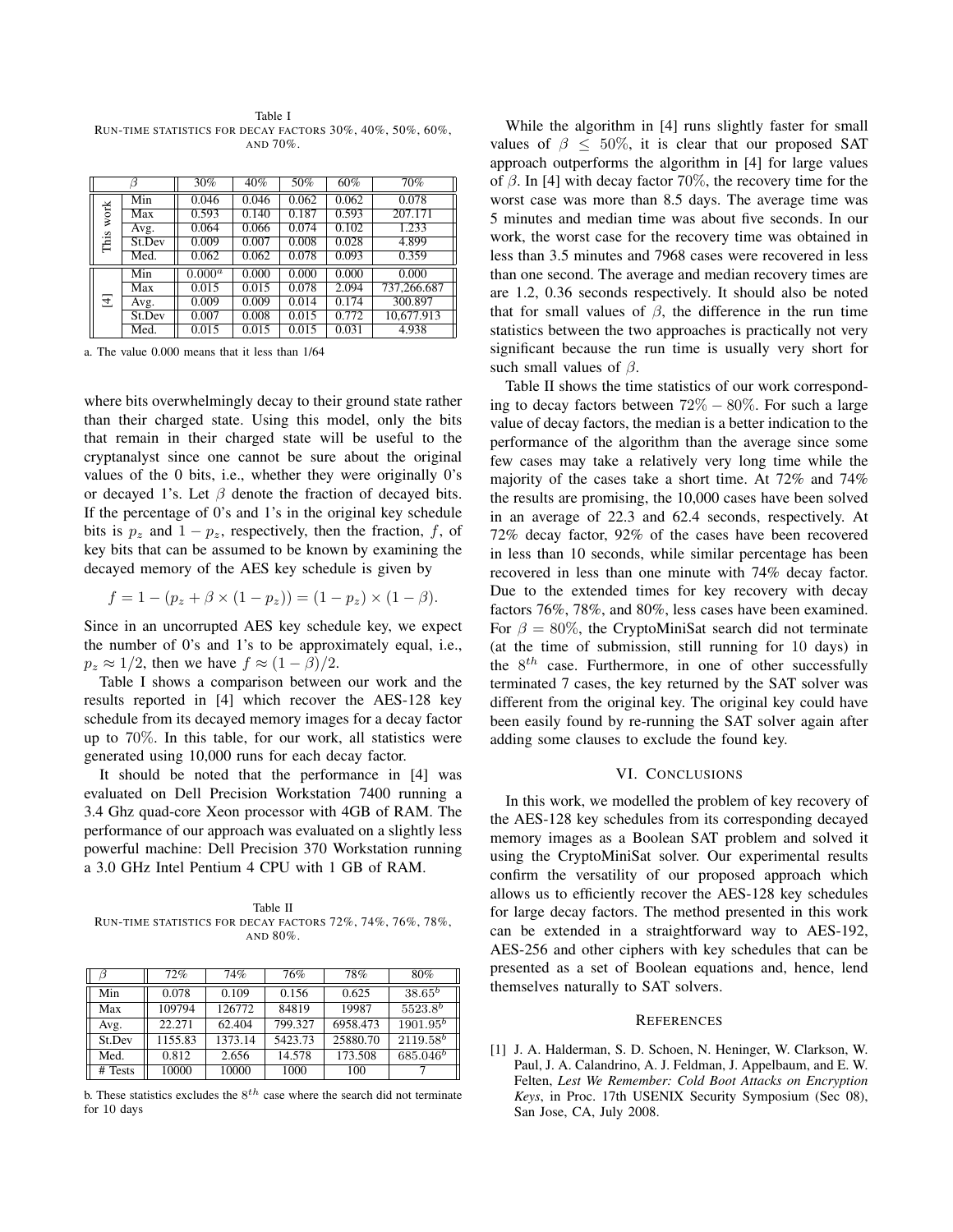Table I
RUN-TIME STATISTICS FOR DECAY FACTORS 30%, 40%, 50%, 60%, AND 70%.

| | $\beta$ | 30% | 40% | 50% | 60% | 70% |
|---|---|---|---|---|---|---|
| This work | Min | 0.046 | 0.046 | 0.062 | 0.062 | 0.078 |
| | Max | 0.593 | 0.140 | 0.187 | 0.593 | 207.171 |
| | Avg. | 0.064 | 0.066 | 0.074 | 0.102 | 1.233 |
| | St.Dev | 0.009 | 0.007 | 0.008 | 0.028 | 4.899 |
| | Med. | 0.062 | 0.062 | 0.078 | 0.093 | 0.359 |
| [4] | Min | 0.000[a] | 0.000 | 0.000 | 0.000 | 0.000 |
| | Max | 0.015 | 0.015 | 0.078 | 2.094 | 737,266.687 |
| | Avg. | 0.009 | 0.009 | 0.014 | 0.174 | 300.897 |
| | St.Dev | 0.007 | 0.008 | 0.015 | 0.772 | 10,677.913 |
| | Med. | 0.015 | 0.015 | 0.015 | 0.031 | 4.938 |

a. The value 0.000 means that it less than 1/64

where bits overwhelmingly decay to their ground state rather than their charged state. Using this model, only the bits that remain in their charged state will be useful to the cryptanalyst since one cannot be sure about the original values of the 0 bits, i.e., whether they were originally 0's or decayed 1's. Let $\beta$ denote the fraction of decayed bits. If the percentage of 0's and 1's in the original key schedule bits is $p_z$ and $1 - p_z$, respectively, then the fraction, $f$, of key bits that can be assumed to be known by examining the decayed memory of the AES key schedule is given by

$$f = 1 - (p_z + \beta \times (1 - p_z)) = (1 - p_z) \times (1 - \beta).$$

Since in an uncorrupted AES key schedule key, we expect the number of 0's and 1's to be approximately equal, i.e., $p_z \approx 1/2$, then we have $f \approx (1 - \beta)/2$.

Table I shows a comparison between our work and the results reported in [4] which recover the AES-128 key schedule from its decayed memory images for a decay factor up to 70%. In this table, for our work, all statistics were generated using 10,000 runs for each decay factor.

It should be noted that the performance in [4] was evaluated on Dell Precision Workstation 7400 running a 3.4 Ghz quad-core Xeon processor with 4GB of RAM. The performance of our approach was evaluated on a slightly less powerful machine: Dell Precision 370 Workstation running a 3.0 GHz Intel Pentium 4 CPU with 1 GB of RAM.

Table II
RUN-TIME STATISTICS FOR DECAY FACTORS 72%, 74%, 76%, 78%, AND 80%.

| $\beta$ | 72% | 74% | 76% | 78% | 80% |
|---|---|---|---|---|---|
| Min | 0.078 | 0.109 | 0.156 | 0.625 | 38.65[b] |
| Max | 109794 | 126772 | 84819 | 19987 | 5523.8[b] |
| Avg. | 22.271 | 62.404 | 799.327 | 6958.473 | 1901.95[b] |
| St.Dev | 1155.83 | 1373.14 | 5423.73 | 25880.70 | 2119.58[b] |
| Med. | 0.812 | 2.656 | 14.578 | 173.508 | 685.046[b] |
| # Tests | 10000 | 10000 | 1000 | 100 | 7 |

b. These statistics excludes the $8^{th}$ case where the search did not terminate for 10 days

While the algorithm in [4] runs slightly faster for small values of $\beta \leq 50\%$, it is clear that our proposed SAT approach outperforms the algorithm in [4] for large values of $\beta$. In [4] with decay factor 70%, the recovery time for the worst case was more than 8.5 days. The average time was 5 minutes and median time was about five seconds. In our work, the worst case for the recovery time was obtained in less than 3.5 minutes and 7968 cases were recovered in less than one second. The average and median recovery times are are 1.2, 0.36 seconds respectively. It should also be noted that for small values of $\beta$, the difference in the run time statistics between the two approaches is practically not very significant because the run time is usually very short for such small values of $\beta$.

Table II shows the time statistics of our work corresponding to decay factors between $72\% - 80\%$. For such a large value of decay factors, the median is a better indication to the performance of the algorithm than the average since some few cases may take a relatively very long time while the majority of the cases take a short time. At 72% and 74% the results are promising, the 10,000 cases have been solved in an average of 22.3 and 62.4 seconds, respectively. At 72% decay factor, 92% of the cases have been recovered in less than 10 seconds, while similar percentage has been recovered in less than one minute with 74% decay factor. Due to the extended times for key recovery with decay factors 76%, 78%, and 80%, less cases have been examined. For $\beta = 80\%$, the CryptoMiniSat search did not terminate (at the time of submission, still running for 10 days) in the $8^{th}$ case. Furthermore, in one of other successfully terminated 7 cases, the key returned by the SAT solver was different from the original key. The original key could have been easily found by re-running the SAT solver again after adding some clauses to exclude the found key.

## VI. CONCLUSIONS

In this work, we modelled the problem of key recovery of the AES-128 key schedules from its corresponding decayed memory images as a Boolean SAT problem and solved it using the CryptoMiniSat solver. Our experimental results confirm the versatility of our proposed approach which allows us to efficiently recover the AES-128 key schedules for large decay factors. The method presented in this work can be extended in a straightforward way to AES-192, AES-256 and other ciphers with key schedules that can be presented as a set of Boolean equations and, hence, lend themselves naturally to SAT solvers.

## REFERENCES

[1] J. A. Halderman, S. D. Schoen, N. Heninger, W. Clarkson, W. Paul, J. A. Calandrino, A. J. Feldman, J. Appelbaum, and E. W. Felten, *Lest We Remember: Cold Boot Attacks on Encryption Keys*, in Proc. 17th USENIX Security Symposium (Sec 08), San Jose, CA, July 2008.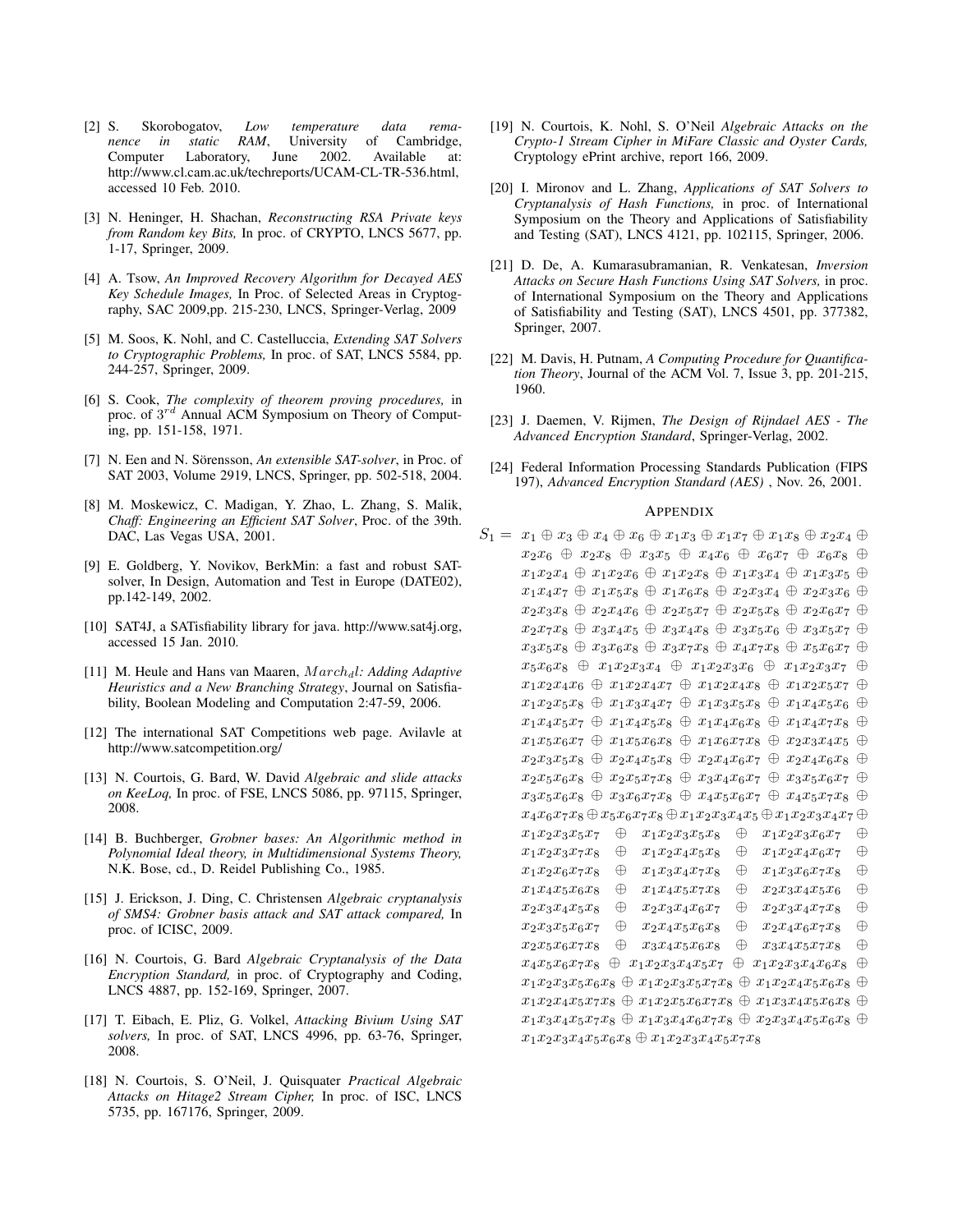[2] S. Skorobogatov, *Low temperature data remanence in static RAM*, University of Cambridge, Computer Laboratory, June 2002. Available at: http://www.cl.cam.ac.uk/techreports/UCAM-CL-TR-536.html, accessed 10 Feb. 2010.

[3] N. Heninger, H. Shachan, *Reconstructing RSA Private keys from Random key Bits,* In proc. of CRYPTO, LNCS 5677, pp. 1-17, Springer, 2009.

[4] A. Tsow, *An Improved Recovery Algorithm for Decayed AES Key Schedule Images,* In Proc. of Selected Areas in Cryptography, SAC 2009,pp. 215-230, LNCS, Springer-Verlag, 2009

[5] M. Soos, K. Nohl, and C. Castelluccia, *Extending SAT Solvers to Cryptographic Problems,* In proc. of SAT, LNCS 5584, pp. 244-257, Springer, 2009.

[6] S. Cook, *The complexity of theorem proving procedures,* in proc. of $3^{rd}$ Annual ACM Symposium on Theory of Computing, pp. 151-158, 1971.

[7] N. Een and N. Sörensson, *An extensible SAT-solver*, in Proc. of SAT 2003, Volume 2919, LNCS, Springer, pp. 502-518, 2004.

[8] M. Moskewicz, C. Madigan, Y. Zhao, L. Zhang, S. Malik, *Chaff: Engineering an Efficient SAT Solver*, Proc. of the 39th. DAC, Las Vegas USA, 2001.

[9] E. Goldberg, Y. Novikov, BerkMin: a fast and robust SAT-solver, In Design, Automation and Test in Europe (DATE02), pp.142-149, 2002.

[10] SAT4J, a SATisfiability library for java. http://www.sat4j.org, accessed 15 Jan. 2010.

[11] M. Heule and Hans van Maaren, *$March_d l$: Adding Adaptive Heuristics and a New Branching Strategy*, Journal on Satisfiability, Boolean Modeling and Computation 2:47-59, 2006.

[12] The international SAT Competitions web page. Avilavle at http://www.satcompetition.org/

[13] N. Courtois, G. Bard, W. David *Algebraic and slide attacks on KeeLoq,* In proc. of FSE, LNCS 5086, pp. 97115, Springer, 2008.

[14] B. Buchberger, *Grobner bases: An Algorithmic method in Polynomial Ideal theory, in Multidimensional Systems Theory,* N.K. Bose, cd., D. Reidel Publishing Co., 1985.

[15] J. Erickson, J. Ding, C. Christensen *Algebraic cryptanalysis of SMS4: Grobner basis attack and SAT attack compared,* In proc. of ICISC, 2009.

[16] N. Courtois, G. Bard *Algebraic Cryptanalysis of the Data Encryption Standard,* in proc. of Cryptography and Coding, LNCS 4887, pp. 152-169, Springer, 2007.

[17] T. Eibach, E. Pliz, G. Volkel, *Attacking Bivium Using SAT solvers,* In proc. of SAT, LNCS 4996, pp. 63-76, Springer, 2008.

[18] N. Courtois, S. O'Neil, J. Quisquater *Practical Algebraic Attacks on Hitage2 Stream Cipher,* In proc. of ISC, LNCS 5735, pp. 167176, Springer, 2009.

[19] N. Courtois, K. Nohl, S. O'Neil *Algebraic Attacks on the Crypto-1 Stream Cipher in MiFare Classic and Oyster Cards,* Cryptology ePrint archive, report 166, 2009.

[20] I. Mironov and L. Zhang, *Applications of SAT Solvers to Cryptanalysis of Hash Functions,* in proc. of International Symposium on the Theory and Applications of Satisfiability and Testing (SAT), LNCS 4121, pp. 102115, Springer, 2006.

[21] D. De, A. Kumarasubramanian, R. Venkatesan, *Inversion Attacks on Secure Hash Functions Using SAT Solvers,* in proc. of International Symposium on the Theory and Applications of Satisfiability and Testing (SAT), LNCS 4501, pp. 377382, Springer, 2007.

[22] M. Davis, H. Putnam, *A Computing Procedure for Quantification Theory*, Journal of the ACM Vol. 7, Issue 3, pp. 201-215, 1960.

[23] J. Daemen, V. Rijmen, *The Design of Rijndael AES - The Advanced Encryption Standard*, Springer-Verlag, 2002.

[24] Federal Information Processing Standards Publication (FIPS 197), *Advanced Encryption Standard (AES)* , Nov. 26, 2001.

## APPENDIX

$$
\begin{aligned}
S_1 = \ & x_1 \oplus x_3 \oplus x_4 \oplus x_6 \oplus x_1x_3 \oplus x_1x_7 \oplus x_1x_8 \oplus x_2x_4 \oplus \\
& x_2x_6 \oplus x_2x_8 \oplus x_3x_5 \oplus x_4x_6 \oplus x_6x_7 \oplus x_6x_8 \oplus \\
& x_1x_2x_4 \oplus x_1x_2x_6 \oplus x_1x_2x_8 \oplus x_1x_3x_4 \oplus x_1x_3x_5 \oplus \\
& x_1x_4x_7 \oplus x_1x_5x_8 \oplus x_1x_6x_8 \oplus x_2x_3x_4 \oplus x_2x_3x_6 \oplus \\
& x_2x_3x_8 \oplus x_2x_4x_6 \oplus x_2x_5x_7 \oplus x_2x_5x_8 \oplus x_2x_6x_7 \oplus \\
& x_2x_7x_8 \oplus x_3x_4x_5 \oplus x_3x_4x_8 \oplus x_3x_5x_6 \oplus x_3x_5x_7 \oplus \\
& x_3x_5x_8 \oplus x_3x_6x_8 \oplus x_3x_7x_8 \oplus x_4x_7x_8 \oplus x_5x_6x_7 \oplus \\
& x_5x_6x_8 \oplus x_1x_2x_3x_4 \oplus x_1x_2x_3x_6 \oplus x_1x_2x_3x_7 \oplus \\
& x_1x_2x_4x_6 \oplus x_1x_2x_4x_7 \oplus x_1x_2x_4x_8 \oplus x_1x_2x_5x_7 \oplus \\
& x_1x_2x_5x_8 \oplus x_1x_3x_4x_7 \oplus x_1x_3x_5x_8 \oplus x_1x_4x_5x_6 \oplus \\
& x_1x_4x_5x_7 \oplus x_1x_4x_5x_8 \oplus x_1x_4x_6x_8 \oplus x_1x_4x_7x_8 \oplus \\
& x_1x_5x_6x_7 \oplus x_1x_5x_6x_8 \oplus x_1x_6x_7x_8 \oplus x_2x_3x_4x_5 \oplus \\
& x_2x_3x_5x_8 \oplus x_2x_4x_5x_8 \oplus x_2x_4x_6x_7 \oplus x_2x_4x_6x_8 \oplus \\
& x_2x_5x_6x_8 \oplus x_2x_5x_7x_8 \oplus x_3x_4x_6x_7 \oplus x_3x_5x_6x_7 \oplus \\
& x_3x_5x_6x_8 \oplus x_3x_6x_7x_8 \oplus x_4x_5x_6x_7 \oplus x_4x_5x_7x_8 \oplus \\
& x_4x_6x_7x_8 \oplus x_5x_6x_7x_8 \oplus x_1x_2x_3x_4x_5 \oplus x_1x_2x_3x_4x_7 \oplus \\
& x_1x_2x_3x_5x_7 \oplus x_1x_2x_3x_5x_8 \oplus x_1x_2x_3x_6x_7 \oplus \\
& x_1x_2x_3x_7x_8 \oplus x_1x_2x_4x_5x_8 \oplus x_1x_2x_4x_6x_7 \oplus \\
& x_1x_2x_6x_7x_8 \oplus x_1x_3x_4x_7x_8 \oplus x_1x_3x_6x_7x_8 \oplus \\
& x_1x_4x_5x_6x_8 \oplus x_1x_4x_5x_7x_8 \oplus x_2x_3x_4x_5x_6 \oplus \\
& x_2x_3x_4x_5x_8 \oplus x_2x_3x_4x_6x_7 \oplus x_2x_3x_4x_7x_8 \oplus \\
& x_2x_3x_5x_6x_7 \oplus x_2x_4x_5x_6x_8 \oplus x_2x_4x_6x_7x_8 \oplus \\
& x_2x_5x_6x_7x_8 \oplus x_3x_4x_5x_6x_8 \oplus x_3x_4x_5x_7x_8 \oplus \\
& x_4x_5x_6x_7x_8 \oplus x_1x_2x_3x_4x_5x_7 \oplus x_1x_2x_3x_4x_6x_8 \oplus \\
& x_1x_2x_3x_5x_6x_8 \oplus x_1x_2x_3x_5x_7x_8 \oplus x_1x_2x_4x_5x_6x_8 \oplus \\
& x_1x_2x_4x_5x_7x_8 \oplus x_1x_2x_5x_6x_7x_8 \oplus x_1x_3x_4x_5x_6x_8 \oplus \\
& x_1x_3x_4x_5x_7x_8 \oplus x_1x_3x_4x_6x_7x_8 \oplus x_2x_3x_4x_5x_6x_8 \oplus \\
& x_1x_2x_3x_4x_5x_6x_8 \oplus x_1x_2x_3x_4x_5x_7x_8
\end{aligned}
$$